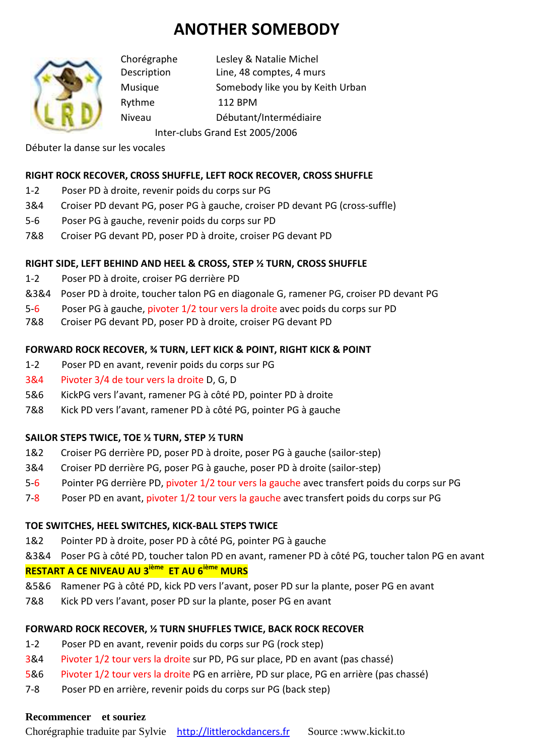# ANOTHER SOMEBODY

| | |
|---|---|
| Chorégraphe | Lesley & Natalie Michel |
| Description | Line, 48 comptes, 4 murs |
| Musique | Somebody like you by Keith Urban |
| Rythme | 112 BPM |
| Niveau | Débutant/Intermédiaire |

Inter-clubs Grand Est 2005/2006

Débuter la danse sur les vocales

**RIGHT ROCK RECOVER, CROSS SHUFFLE, LEFT ROCK RECOVER, CROSS SHUFFLE**

1-2 Poser PD à droite, revenir poids du corps sur PG
3&4 Croiser PD devant PG, poser PG à gauche, croiser PD devant PG (cross-suffle)
5-6 Poser PG à gauche, revenir poids du corps sur PD
7&8 Croiser PG devant PD, poser PD à droite, croiser PG devant PD

**RIGHT SIDE, LEFT BEHIND AND HEEL & CROSS, STEP ½ TURN, CROSS SHUFFLE**

1-2 Poser PD à droite, croiser PG derrière PD
&3&4 Poser PD à droite, toucher talon PG en diagonale G, ramener PG, croiser PD devant PG
5-6 Poser PG à gauche, pivoter 1/2 tour vers la droite avec poids du corps sur PD
7&8 Croiser PG devant PD, poser PD à droite, croiser PG devant PD

**FORWARD ROCK RECOVER, ¾ TURN, LEFT KICK & POINT, RIGHT KICK & POINT**

1-2 Poser PD en avant, revenir poids du corps sur PG
3&4 Pivoter 3/4 de tour vers la droite D, G, D
5&6 KickPG vers l'avant, ramener PG à côté PD, pointer PD à droite
7&8 Kick PD vers l'avant, ramener PD à côté PG, pointer PG à gauche

**SAILOR STEPS TWICE, TOE ½ TURN, STEP ½ TURN**

1&2 Croiser PG derrière PD, poser PD à droite, poser PG à gauche (sailor-step)
3&4 Croiser PD derrière PG, poser PG à gauche, poser PD à droite (sailor-step)
5-6 Pointer PG derrière PD, pivoter 1/2 tour vers la gauche avec transfert poids du corps sur PG
7-8 Poser PD en avant, pivoter 1/2 tour vers la gauche avec transfert poids du corps sur PG

**TOE SWITCHES, HEEL SWITCHES, KICK-BALL STEPS TWICE**

1&2 Pointer PD à droite, poser PD à côté PG, pointer PG à gauche
&3&4 Poser PG à côté PD, toucher talon PD en avant, ramener PD à côté PG, toucher talon PG en avant

**RESTART A CE NIVEAU AU 3ième ET AU 6ième MURS**

&5&6 Ramener PG à côté PD, kick PD vers l'avant, poser PD sur la plante, poser PG en avant
7&8 Kick PD vers l'avant, poser PD sur la plante, poser PG en avant

**FORWARD ROCK RECOVER, ½ TURN SHUFFLES TWICE, BACK ROCK RECOVER**

1-2 Poser PD en avant, revenir poids du corps sur PG (rock step)
3&4 Pivoter 1/2 tour vers la droite sur PD, PG sur place, PD en avant (pas chassé)
5&6 Pivoter 1/2 tour vers la droite PG en arrière, PD sur place, PG en arrière (pas chassé)
7-8 Poser PD en arrière, revenir poids du corps sur PG (back step)

**Recommencer et souriez**

Chorégraphie traduite par Sylvie http://littlerockdancers.fr Source :www.kickit.to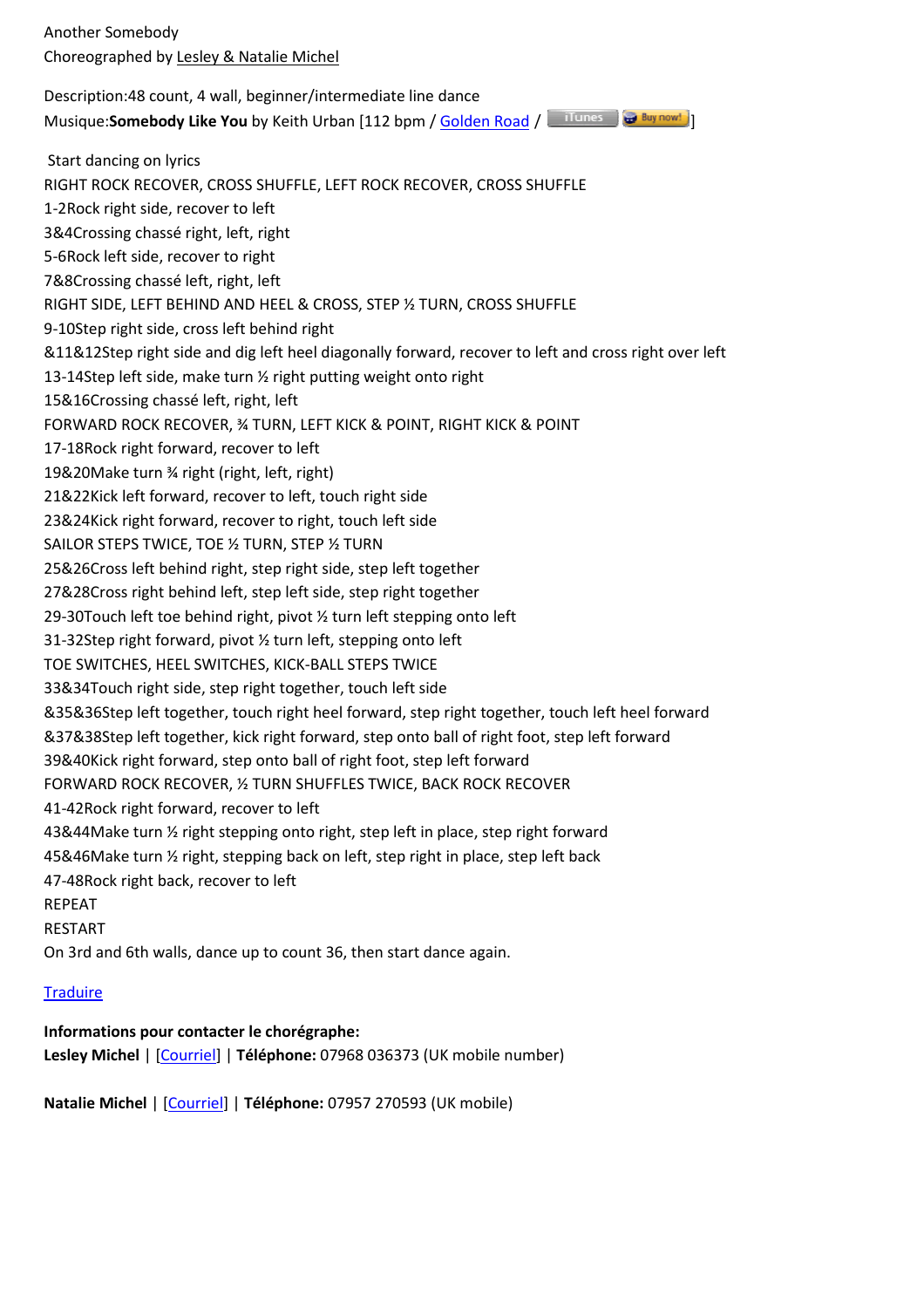Another Somebody
Choreographed by Lesley & Natalie Michel

Description:48 count, 4 wall, beginner/intermediate line dance
Musique:**Somebody Like You** by Keith Urban [112 bpm / Golden Road / iTunes Buy now!]

Start dancing on lyrics

RIGHT ROCK RECOVER, CROSS SHUFFLE, LEFT ROCK RECOVER, CROSS SHUFFLE
1-2Rock right side, recover to left
3&4Crossing chassé right, left, right
5-6Rock left side, recover to right
7&8Crossing chassé left, right, left

RIGHT SIDE, LEFT BEHIND AND HEEL & CROSS, STEP ½ TURN, CROSS SHUFFLE
9-10Step right side, cross left behind right
&11&12Step right side and dig left heel diagonally forward, recover to left and cross right over left
13-14Step left side, make turn ½ right putting weight onto right
15&16Crossing chassé left, right, left

FORWARD ROCK RECOVER, ¾ TURN, LEFT KICK & POINT, RIGHT KICK & POINT
17-18Rock right forward, recover to left
19&20Make turn ¾ right (right, left, right)
21&22Kick left forward, recover to left, touch right side
23&24Kick right forward, recover to right, touch left side

SAILOR STEPS TWICE, TOE ½ TURN, STEP ½ TURN
25&26Cross left behind right, step right side, step left together
27&28Cross right behind left, step left side, step right together
29-30Touch left toe behind right, pivot ½ turn left stepping onto left
31-32Step right forward, pivot ½ turn left, stepping onto left

TOE SWITCHES, HEEL SWITCHES, KICK-BALL STEPS TWICE
33&34Touch right side, step right together, touch left side
&35&36Step left together, touch right heel forward, step right together, touch left heel forward
&37&38Step left together, kick right forward, step onto ball of right foot, step left forward
39&40Kick right forward, step onto ball of right foot, step left forward

FORWARD ROCK RECOVER, ½ TURN SHUFFLES TWICE, BACK ROCK RECOVER
41-42Rock right forward, recover to left
43&44Make turn ½ right stepping onto right, step left in place, step right forward
45&46Make turn ½ right, stepping back on left, step right in place, step left back
47-48Rock right back, recover to left

REPEAT

RESTART
On 3rd and 6th walls, dance up to count 36, then start dance again.

Traduire

**Informations pour contacter le chorégraphe:**
**Lesley Michel** | [Courriel] | **Téléphone:** 07968 036373 (UK mobile number)

**Natalie Michel** | [Courriel] | **Téléphone:** 07957 270593 (UK mobile)